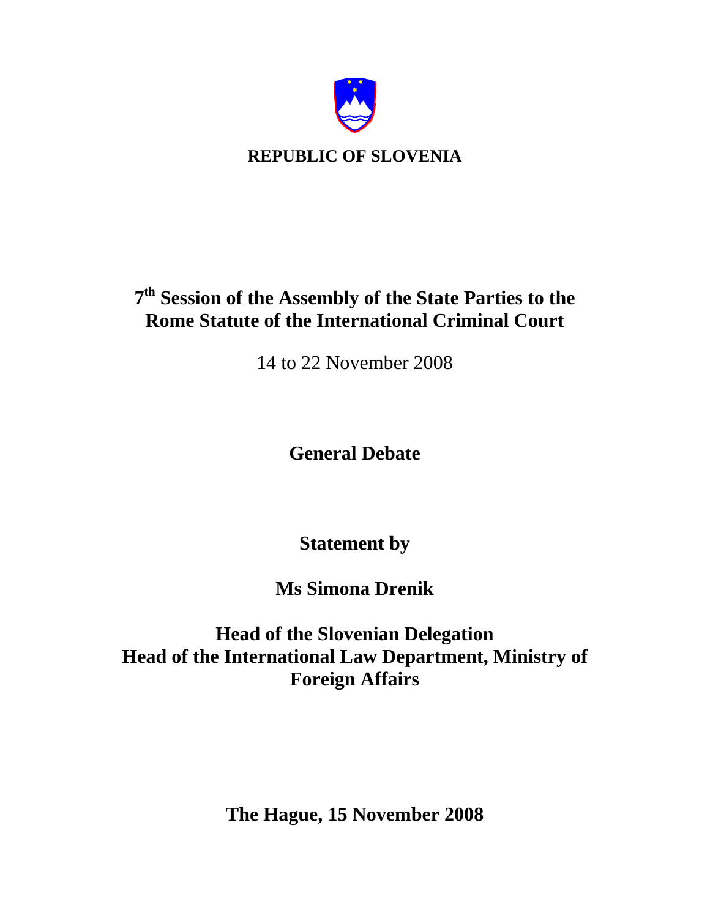**REPUBLIC OF SLOVENIA**

# 7th Session of the Assembly of the State Parties to the Rome Statute of the International Criminal Court

14 to 22 November 2008

## General Debate

**Statement by**

**Ms Simona Drenik**

**Head of the Slovenian Delegation**
**Head of the International Law Department, Ministry of Foreign Affairs**

**The Hague, 15 November 2008**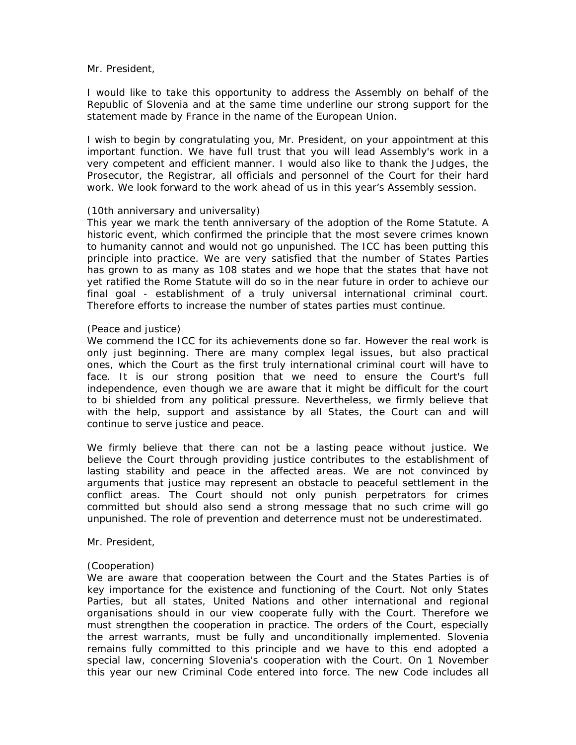Mr. President,

I would like to take this opportunity to address the Assembly on behalf of the Republic of Slovenia and at the same time underline our strong support for the statement made by France in the name of the European Union.

I wish to begin by congratulating you, Mr. President, on your appointment at this important function. We have full trust that you will lead Assembly's work in a very competent and efficient manner. I would also like to thank the Judges, the Prosecutor, the Registrar, all officials and personnel of the Court for their hard work. We look forward to the work ahead of us in this year's Assembly session.

(10th anniversary and universality)
This year we mark the tenth anniversary of the adoption of the Rome Statute. A historic event, which confirmed the principle that the most severe crimes known to humanity cannot and would not go unpunished. The ICC has been putting this principle into practice. We are very satisfied that the number of States Parties has grown to as many as 108 states and we hope that the states that have not yet ratified the Rome Statute will do so in the near future in order to achieve our final goal - establishment of a truly universal international criminal court. Therefore efforts to increase the number of states parties must continue.

(Peace and justice)
We commend the ICC for its achievements done so far. However the real work is only just beginning. There are many complex legal issues, but also practical ones, which the Court as the first truly international criminal court will have to face. It is our strong position that we need to ensure the Court's full independence, even though we are aware that it might be difficult for the court to bi shielded from any political pressure. Nevertheless, we firmly believe that with the help, support and assistance by all States, the Court can and will continue to serve justice and peace.

We firmly believe that there can not be a lasting peace without justice. We believe the Court through providing justice contributes to the establishment of lasting stability and peace in the affected areas. We are not convinced by arguments that justice may represent an obstacle to peaceful settlement in the conflict areas. The Court should not only punish perpetrators for crimes committed but should also send a strong message that no such crime will go unpunished. The role of prevention and deterrence must not be underestimated.

Mr. President,

(Cooperation)
We are aware that cooperation between the Court and the States Parties is of key importance for the existence and functioning of the Court. Not only States Parties, but all states, United Nations and other international and regional organisations should in our view cooperate fully with the Court. Therefore we must strengthen the cooperation in practice. The orders of the Court, especially the arrest warrants, must be fully and unconditionally implemented. Slovenia remains fully committed to this principle and we have to this end adopted a special law, concerning Slovenia's cooperation with the Court. On 1 November this year our new Criminal Code entered into force. The new Code includes all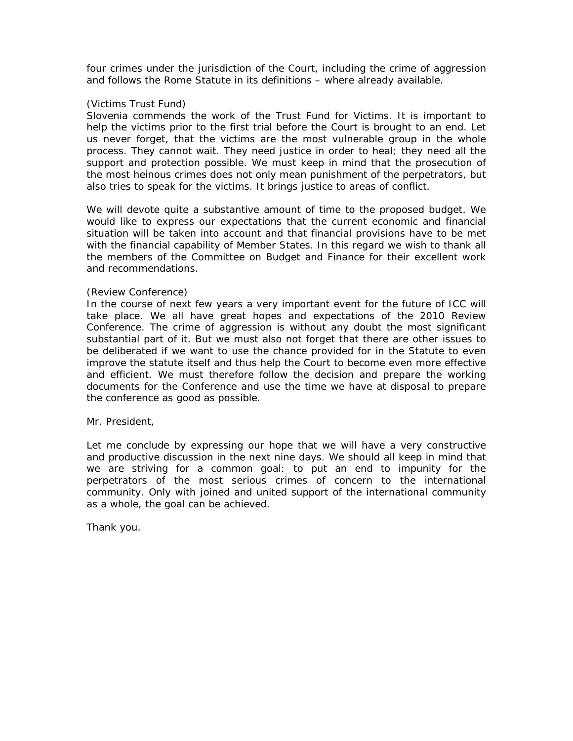four crimes under the jurisdiction of the Court, including the crime of aggression and follows the Rome Statute in its definitions – where already available.

(Victims Trust Fund)
Slovenia commends the work of the Trust Fund for Victims. It is important to help the victims prior to the first trial before the Court is brought to an end. Let us never forget, that the victims are the most vulnerable group in the whole process. They cannot wait. They need justice in order to heal; they need all the support and protection possible. We must keep in mind that the prosecution of the most heinous crimes does not only mean punishment of the perpetrators, but also tries to speak for the victims. It brings justice to areas of conflict.

We will devote quite a substantive amount of time to the proposed budget. We would like to express our expectations that the current economic and financial situation will be taken into account and that financial provisions have to be met with the financial capability of Member States. In this regard we wish to thank all the members of the Committee on Budget and Finance for their excellent work and recommendations.

(Review Conference)
In the course of next few years a very important event for the future of ICC will take place. We all have great hopes and expectations of the 2010 Review Conference. The crime of aggression is without any doubt the most significant substantial part of it. But we must also not forget that there are other issues to be deliberated if we want to use the chance provided for in the Statute to even improve the statute itself and thus help the Court to become even more effective and efficient. We must therefore follow the decision and prepare the working documents for the Conference and use the time we have at disposal to prepare the conference as good as possible.

Mr. President,

Let me conclude by expressing our hope that we will have a very constructive and productive discussion in the next nine days. We should all keep in mind that we are striving for a common goal: to put an end to impunity for the perpetrators of the most serious crimes of concern to the international community. Only with joined and united support of the international community as a whole, the goal can be achieved.

Thank you.